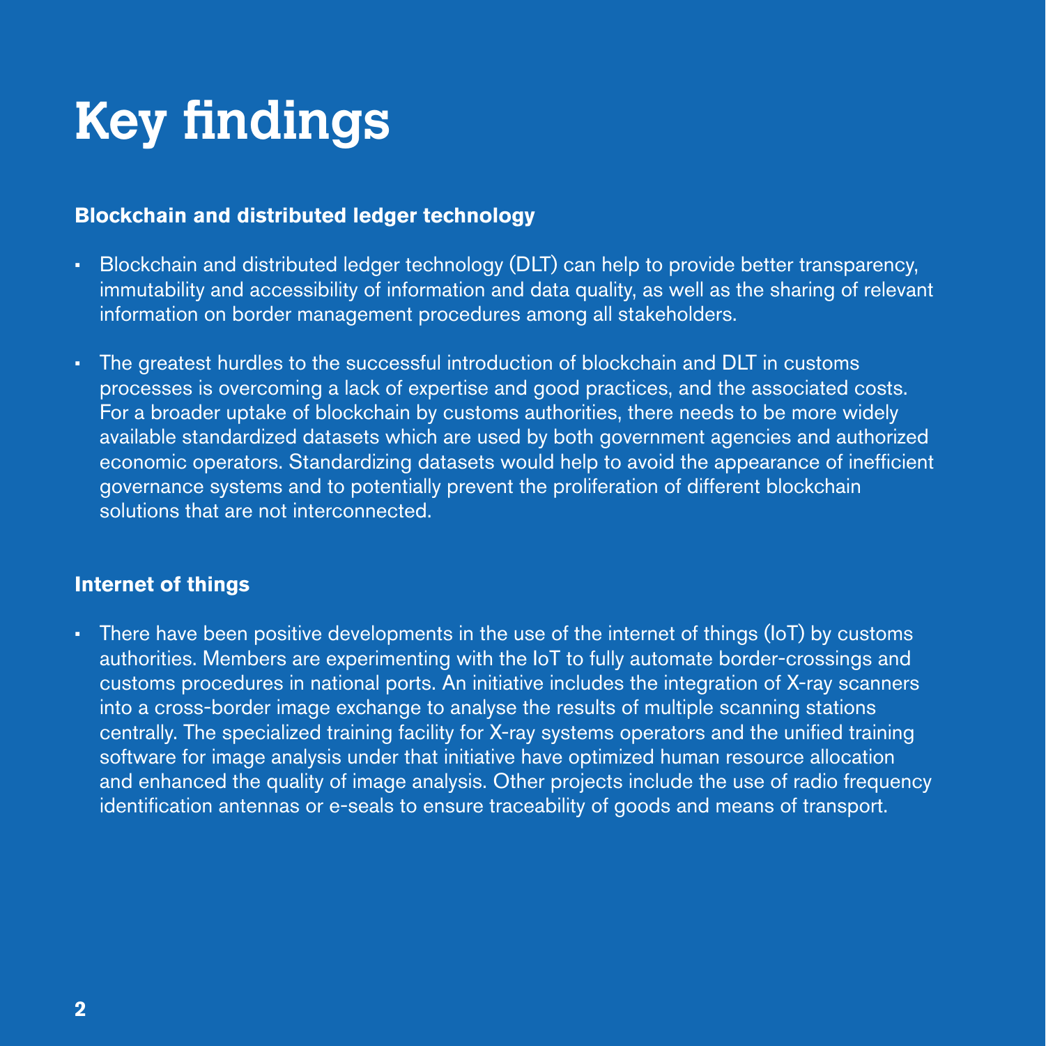# Key findings

## Blockchain and distributed ledger technology

- Blockchain and distributed ledger technology (DLT) can help to provide better transparency, immutability and accessibility of information and data quality, as well as the sharing of relevant information on border management procedures among all stakeholders.
- The greatest hurdles to the successful introduction of blockchain and DLT in customs processes is overcoming a lack of expertise and good practices, and the associated costs. For a broader uptake of blockchain by customs authorities, there needs to be more widely available standardized datasets which are used by both government agencies and authorized economic operators. Standardizing datasets would help to avoid the appearance of inefficient governance systems and to potentially prevent the proliferation of different blockchain solutions that are not interconnected.

## Internet of things

- There have been positive developments in the use of the internet of things (IoT) by customs authorities. Members are experimenting with the IoT to fully automate border-crossings and customs procedures in national ports. An initiative includes the integration of X-ray scanners into a cross-border image exchange to analyse the results of multiple scanning stations centrally. The specialized training facility for X-ray systems operators and the unified training software for image analysis under that initiative have optimized human resource allocation and enhanced the quality of image analysis. Other projects include the use of radio frequency identification antennas or e-seals to ensure traceability of goods and means of transport.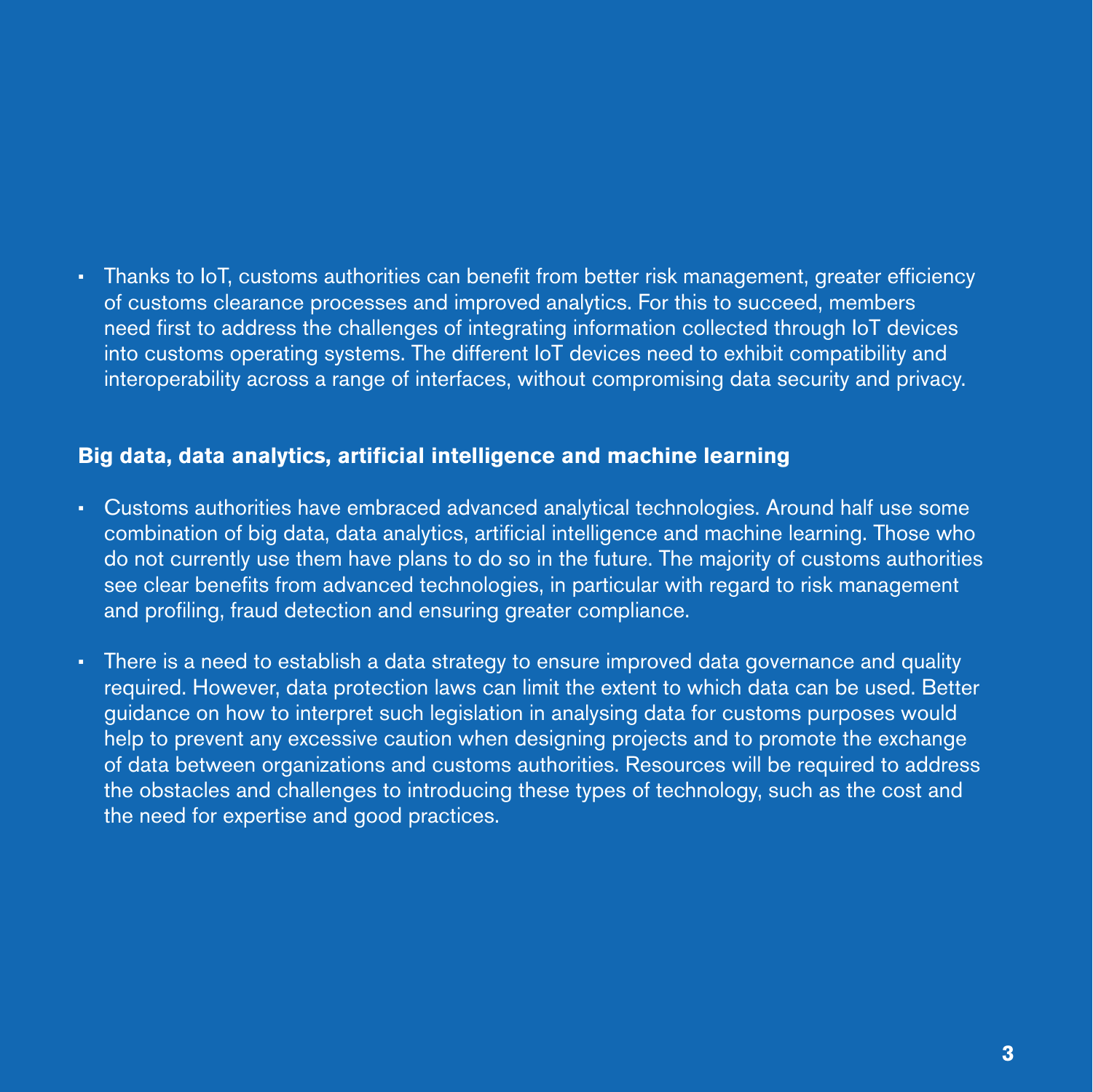- Thanks to IoT, customs authorities can benefit from better risk management, greater efficiency of customs clearance processes and improved analytics. For this to succeed, members need first to address the challenges of integrating information collected through IoT devices into customs operating systems. The different IoT devices need to exhibit compatibility and interoperability across a range of interfaces, without compromising data security and privacy.

**Big data, data analytics, artificial intelligence and machine learning**

- Customs authorities have embraced advanced analytical technologies. Around half use some combination of big data, data analytics, artificial intelligence and machine learning. Those who do not currently use them have plans to do so in the future. The majority of customs authorities see clear benefits from advanced technologies, in particular with regard to risk management and profiling, fraud detection and ensuring greater compliance.

- There is a need to establish a data strategy to ensure improved data governance and quality required. However, data protection laws can limit the extent to which data can be used. Better guidance on how to interpret such legislation in analysing data for customs purposes would help to prevent any excessive caution when designing projects and to promote the exchange of data between organizations and customs authorities. Resources will be required to address the obstacles and challenges to introducing these types of technology, such as the cost and the need for expertise and good practices.